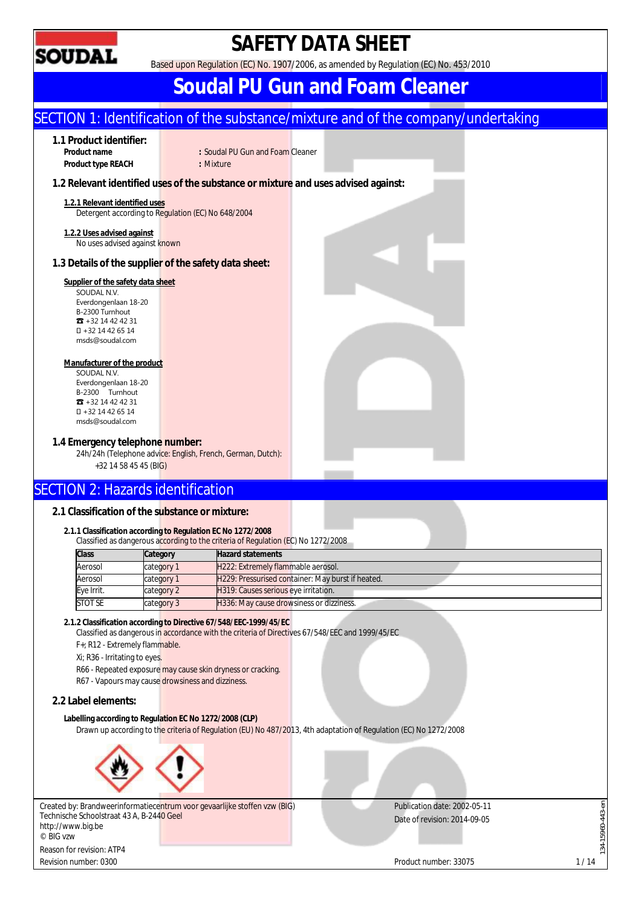# SAFETY DATA SHEET

Based upon Regulation (EC) No. 1907/2006, as amended by Regulation (EC) No. 453/2010

# Soudal PU Gun and Foam Cleaner

## SECTION 1: Identification of the substance/mixture and of the company/undertaking

### 1.1 Product identifier:

**Product name** : Soudal PU Gun and Foam Cleaner
**Product type REACH** : Mixture

### 1.2 Relevant identified uses of the substance or mixture and uses advised against:

**1.2.1 Relevant identified uses**
Detergent according to Regulation (EC) No 648/2004

**1.2.2 Uses advised against**
No uses advised against known

### 1.3 Details of the supplier of the safety data sheet:

**Supplier of the safety data sheet**
SOUDAL N.V.
Everdongenlaan 18-20
B-2300 Turnhout
☎ +32 14 42 42 31
+32 14 42 65 14
msds@soudal.com

**Manufacturer of the product**
SOUDAL N.V.
Everdongenlaan 18-20
B-2300 Turnhout
☎ +32 14 42 42 31
+32 14 42 65 14
msds@soudal.com

### 1.4 Emergency telephone number:

24h/24h (Telephone advice: English, French, German, Dutch):
+32 14 58 45 45 (BIG)

## SECTION 2: Hazards identification

### 2.1 Classification of the substance or mixture:

**2.1.1 Classification according to Regulation EC No 1272/2008**
Classified as dangerous according to the criteria of Regulation (EC) No 1272/2008

| Class | Category | Hazard statements |
|---|---|---|
| Aerosol | category 1 | H222: Extremely flammable aerosol. |
| Aerosol | category 1 | H229: Pressurised container: May burst if heated. |
| Eye Irrit. | category 2 | H319: Causes serious eye irritation. |
| STOT SE | category 3 | H336: May cause drowsiness or dizziness. |

**2.1.2 Classification according to Directive 67/548/EEC-1999/45/EC**
Classified as dangerous in accordance with the criteria of Directives 67/548/EEC and 1999/45/EC

F+; R12 - Extremely flammable.

Xi; R36 - Irritating to eyes.

R66 - Repeated exposure may cause skin dryness or cracking.

R67 - Vapours may cause drowsiness and dizziness.

### 2.2 Label elements:

**Labelling according to Regulation EC No 1272/2008 (CLP)**
Drawn up according to the criteria of Regulation (EU) No 487/2013, 4th adaptation of Regulation (EC) No 1272/2008

Created by: Brandweerinformatiecentrum voor gevaarlijke stoffen vzw (BIG)
Technische Schoolstraat 43 A, B-2440 Geel
http://www.big.be
© BIG vzw

Reason for revision: ATP4
Revision number: 0300

Publication date: 2002-05-11
Date of revision: 2014-09-05

Product number: 33075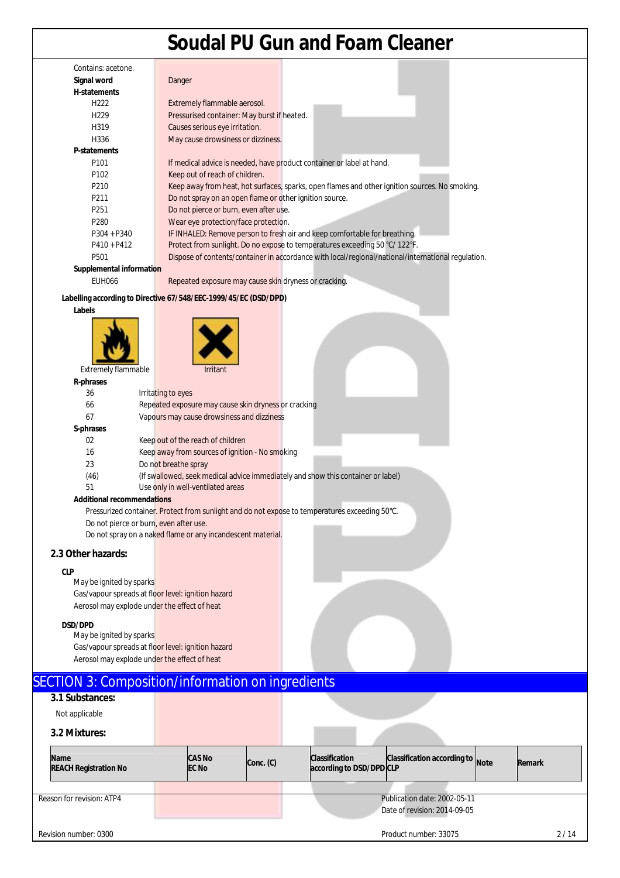Contains: acetone.

**Signal word** Danger

**H-statements**

| | |
|---|---|
| H222 | Extremely flammable aerosol. |
| H229 | Pressurised container: May burst if heated. |
| H319 | Causes serious eye irritation. |
| H336 | May cause drowsiness or dizziness. |

**P-statements**

| | |
|---|---|
| P101 | If medical advice is needed, have product container or label at hand. |
| P102 | Keep out of reach of children. |
| P210 | Keep away from heat, hot surfaces, sparks, open flames and other ignition sources. No smoking. |
| P211 | Do not spray on an open flame or other ignition source. |
| P251 | Do not pierce or burn, even after use. |
| P280 | Wear eye protection/face protection. |
| P304 + P340 | IF INHALED: Remove person to fresh air and keep comfortable for breathing. |
| P410 + P412 | Protect from sunlight. Do no expose to temperatures exceeding 50 °C/ 122°F. |
| P501 | Dispose of contents/container in accordance with local/regional/national/international regulation. |

**Supplemental information**

| | |
|---|---|
| EUH066 | Repeated exposure may cause skin dryness or cracking. |

**Labelling according to Directive 67/548/EEC-1999/45/EC (DSD/DPD)**

**Labels**

Extremely flammable

Irritant

**R-phrases**

| | |
|---|---|
| 36 | Irritating to eyes |
| 66 | Repeated exposure may cause skin dryness or cracking |
| 67 | Vapours may cause drowsiness and dizziness |

**S-phrases**

| | |
|---|---|
| 02 | Keep out of the reach of children |
| 16 | Keep away from sources of ignition - No smoking |
| 23 | Do not breathe spray |
| (46) | (If swallowed, seek medical advice immediately and show this container or label) |
| 51 | Use only in well-ventilated areas |

**Additional recommendations**

Pressurized container. Protect from sunlight and do not expose to temperatures exceeding 50°C.
Do not pierce or burn, even after use.
Do not spray on a naked flame or any incandescent material.

### 2.3 Other hazards:

**CLP**

May be ignited by sparks
Gas/vapour spreads at floor level: ignition hazard
Aerosol may explode under the effect of heat

**DSD/DPD**

May be ignited by sparks
Gas/vapour spreads at floor level: ignition hazard
Aerosol may explode under the effect of heat

## SECTION 3: Composition/information on ingredients

### 3.1 Substances:

Not applicable

### 3.2 Mixtures:

| Name<br>REACH Registration No | CAS No<br>EC No | Conc. (C) | Classification according to DSD/DPD | Classification according to CLP | Note | Remark |
|---|---|---|---|---|---|---|

Reason for revision: ATP4

Publication date: 2002-05-11
Date of revision: 2014-09-05

Revision number: 0300

Product number: 33075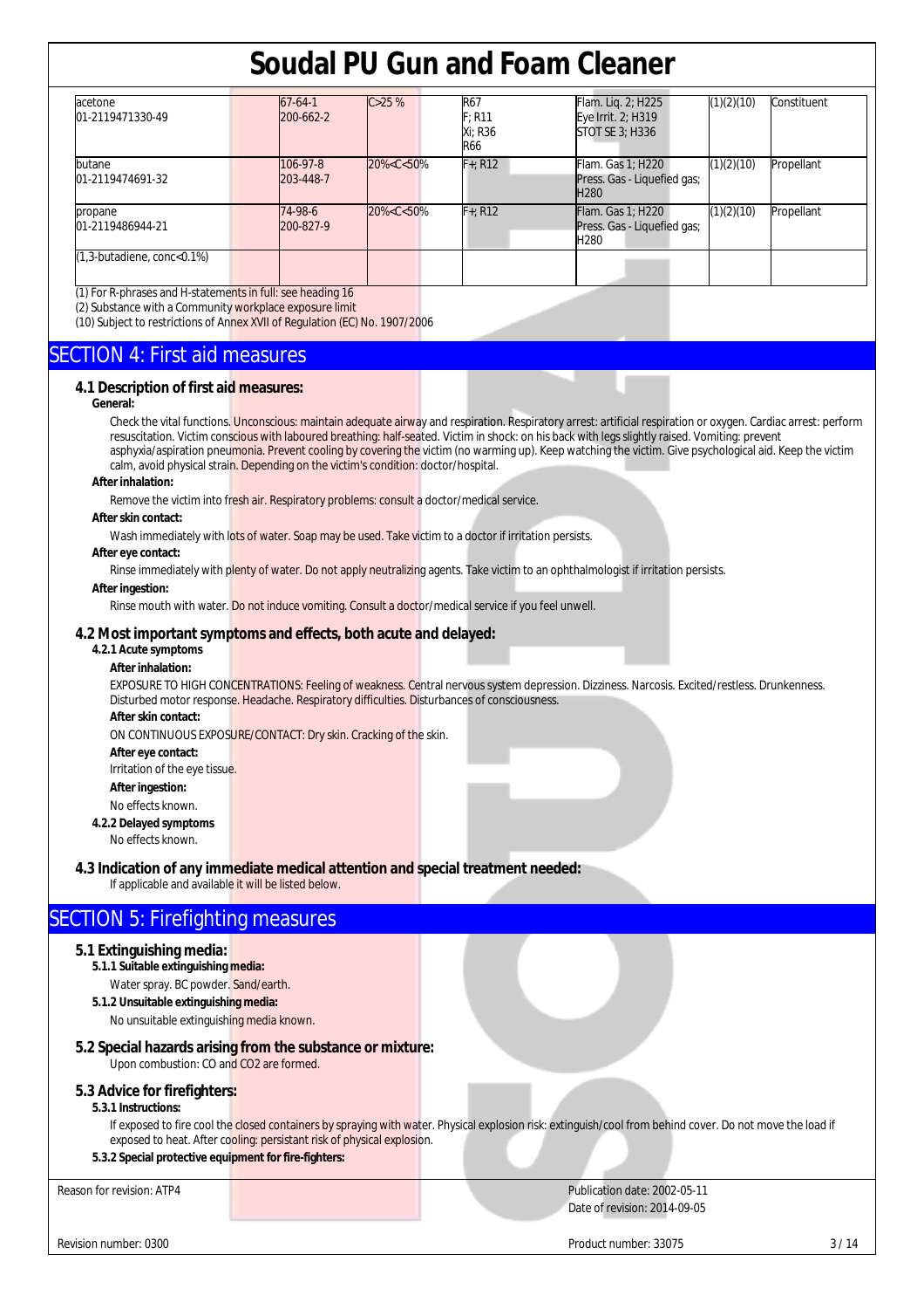# Soudal PU Gun and Foam Cleaner

| | | | | | | |
|---|---|---|---|---|---|---|
| acetone<br>01-2119471330-49 | 67-64-1<br>200-662-2 | C>25 % | R67<br>F; R11<br>Xi; R36<br>R66 | Flam. Liq. 2; H225<br>Eye Irrit. 2; H319<br>STOT SE 3; H336 | (1)(2)(10) | Constituent |
| butane<br>01-2119474691-32 | 106-97-8<br>203-448-7 | 20%<C<50% | F+; R12 | Flam. Gas 1; H220<br>Press. Gas - Liquefied gas; H280 | (1)(2)(10) | Propellant |
| propane<br>01-2119486944-21 | 74-98-6<br>200-827-9 | 20%<C<50% | F+; R12 | Flam. Gas 1; H220<br>Press. Gas - Liquefied gas; H280 | (1)(2)(10) | Propellant |
| (1,3-butadiene, conc<0.1%) | | | | | | |

(1) For R-phrases and H-statements in full: see heading 16
(2) Substance with a Community workplace exposure limit
(10) Subject to restrictions of Annex XVII of Regulation (EC) No. 1907/2006

## SECTION 4: First aid measures

### 4.1 Description of first aid measures:

**General:**

Check the vital functions. Unconscious: maintain adequate airway and respiration. Respiratory arrest: artificial respiration or oxygen. Cardiac arrest: perform resuscitation. Victim conscious with laboured breathing: half-seated. Victim in shock: on his back with legs slightly raised. Vomiting: prevent asphyxia/aspiration pneumonia. Prevent cooling by covering the victim (no warming up). Keep watching the victim. Give psychological aid. Keep the victim calm, avoid physical strain. Depending on the victim's condition: doctor/hospital.

**After inhalation:**

Remove the victim into fresh air. Respiratory problems: consult a doctor/medical service.

**After skin contact:**

Wash immediately with lots of water. Soap may be used. Take victim to a doctor if irritation persists.

**After eye contact:**

Rinse immediately with plenty of water. Do not apply neutralizing agents. Take victim to an ophthalmologist if irritation persists.

**After ingestion:**

Rinse mouth with water. Do not induce vomiting. Consult a doctor/medical service if you feel unwell.

### 4.2 Most important symptoms and effects, both acute and delayed:

**4.2.1 Acute symptoms**

**After inhalation:**

EXPOSURE TO HIGH CONCENTRATIONS: Feeling of weakness. Central nervous system depression. Dizziness. Narcosis. Excited/restless. Drunkenness. Disturbed motor response. Headache. Respiratory difficulties. Disturbances of consciousness.

**After skin contact:**

ON CONTINUOUS EXPOSURE/CONTACT: Dry skin. Cracking of the skin.

**After eye contact:**

Irritation of the eye tissue.

**After ingestion:**

No effects known.

**4.2.2 Delayed symptoms**

No effects known.

### 4.3 Indication of any immediate medical attention and special treatment needed:

If applicable and available it will be listed below.

## SECTION 5: Firefighting measures

### 5.1 Extinguishing media:

**5.1.1 Suitable extinguishing media:**

Water spray. BC powder. Sand/earth.

**5.1.2 Unsuitable extinguishing media:**

No unsuitable extinguishing media known.

### 5.2 Special hazards arising from the substance or mixture:

Upon combustion: CO and $CO_2$ are formed.

### 5.3 Advice for firefighters:

**5.3.1 Instructions:**

If exposed to fire cool the closed containers by spraying with water. Physical explosion risk: extinguish/cool from behind cover. Do not move the load if exposed to heat. After cooling: persistant risk of physical explosion.

**5.3.2 Special protective equipment for fire-fighters:**

Reason for revision: ATP4

Publication date: 2002-05-11
Date of revision: 2014-09-05

Revision number: 0300

Product number: 33075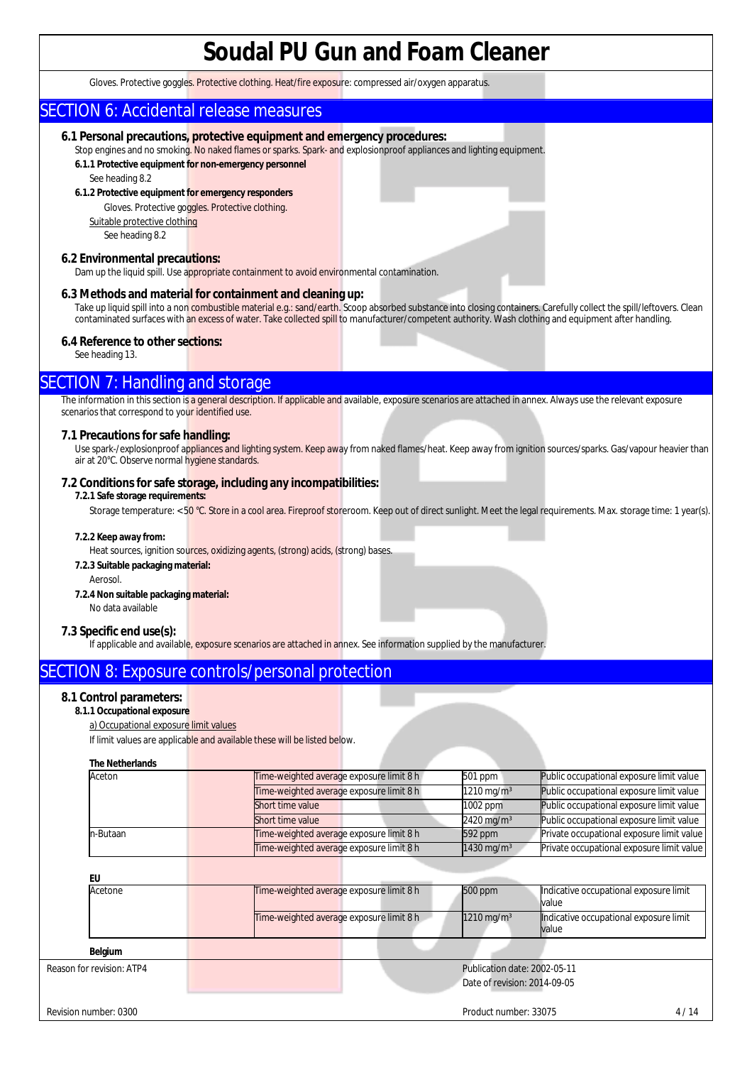Gloves. Protective goggles. Protective clothing. Heat/fire exposure: compressed air/oxygen apparatus.

## SECTION 6: Accidental release measures

### 6.1 Personal precautions, protective equipment and emergency procedures:

Stop engines and no smoking. No naked flames or sparks. Spark- and explosionproof appliances and lighting equipment.

**6.1.1 Protective equipment for non-emergency personnel**

See heading 8.2

**6.1.2 Protective equipment for emergency responders**

Gloves. Protective goggles. Protective clothing.

Suitable protective clothing

See heading 8.2

### 6.2 Environmental precautions:

Dam up the liquid spill. Use appropriate containment to avoid environmental contamination.

### 6.3 Methods and material for containment and cleaning up:

Take up liquid spill into a non combustible material e.g.: sand/earth. Scoop absorbed substance into closing containers. Carefully collect the spill/leftovers. Clean contaminated surfaces with an excess of water. Take collected spill to manufacturer/competent authority. Wash clothing and equipment after handling.

### 6.4 Reference to other sections:

See heading 13.

## SECTION 7: Handling and storage

The information in this section is a general description. If applicable and available, exposure scenarios are attached in annex. Always use the relevant exposure scenarios that correspond to your identified use.

### 7.1 Precautions for safe handling:

Use spark-/explosionproof appliances and lighting system. Keep away from naked flames/heat. Keep away from ignition sources/sparks. Gas/vapour heavier than air at 20°C. Observe normal hygiene standards.

### 7.2 Conditions for safe storage, including any incompatibilities:

**7.2.1 Safe storage requirements:**

Storage temperature: < 50 °C. Store in a cool area. Fireproof storeroom. Keep out of direct sunlight. Meet the legal requirements. Max. storage time: 1 year(s).

**7.2.2 Keep away from:**

Heat sources, ignition sources, oxidizing agents, (strong) acids, (strong) bases.

**7.2.3 Suitable packaging material:**

Aerosol.

**7.2.4 Non suitable packaging material:**

No data available

### 7.3 Specific end use(s):

If applicable and available, exposure scenarios are attached in annex. See information supplied by the manufacturer.

## SECTION 8: Exposure controls/personal protection

### 8.1 Control parameters:

**8.1.1 Occupational exposure**

a) Occupational exposure limit values

If limit values are applicable and available these will be listed below.

**The Netherlands**

| | | | |
|---|---|---|---|
| Aceton | Time-weighted average exposure limit 8 h | 501 ppm | Public occupational exposure limit value |
| | Time-weighted average exposure limit 8 h | 1210 mg/m³ | Public occupational exposure limit value |
| | Short time value | 1002 ppm | Public occupational exposure limit value |
| | Short time value | 2420 mg/m³ | Public occupational exposure limit value |
| n-Butaan | Time-weighted average exposure limit 8 h | 592 ppm | Private occupational exposure limit value |
| | Time-weighted average exposure limit 8 h | 1430 mg/m³ | Private occupational exposure limit value |

**EU**

| | | | |
|---|---|---|---|
| Acetone | Time-weighted average exposure limit 8 h | 500 ppm | Indicative occupational exposure limit value |
| | Time-weighted average exposure limit 8 h | 1210 mg/m³ | Indicative occupational exposure limit value |

**Belgium**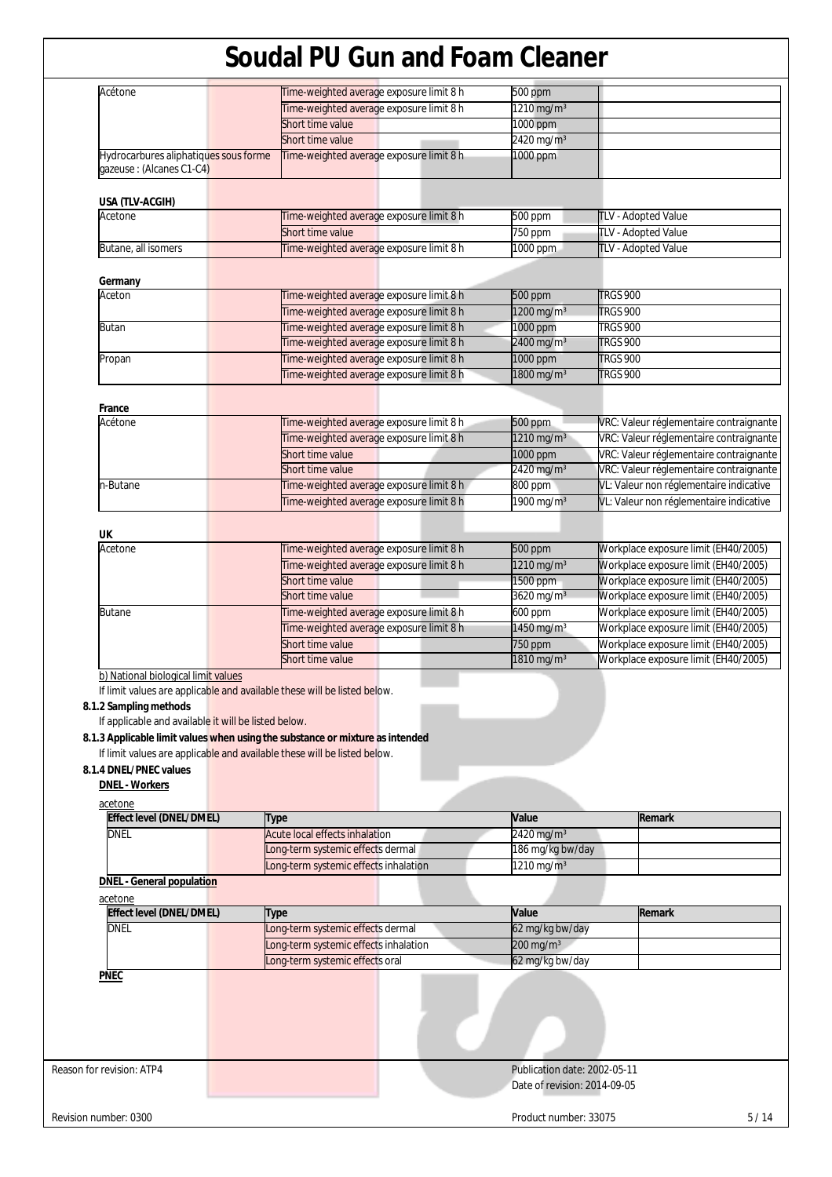| | | | |
|---|---|---|---|
| Acétone | Time-weighted average exposure limit 8 h | 500 ppm | |
| | Time-weighted average exposure limit 8 h | 1210 mg/m³ | |
| | Short time value | 1000 ppm | |
| | Short time value | 2420 mg/m³ | |
| Hydrocarbures aliphatiques sous forme gazeuse : (Alcanes C1-C4) | Time-weighted average exposure limit 8 h | 1000 ppm | |

**USA (TLV-ACGIH)**

| | | | |
|---|---|---|---|
| Acetone | Time-weighted average exposure limit 8 h | 500 ppm | TLV - Adopted Value |
| | Short time value | 750 ppm | TLV - Adopted Value |
| Butane, all isomers | Time-weighted average exposure limit 8 h | 1000 ppm | TLV - Adopted Value |

**Germany**

| | | | |
|---|---|---|---|
| Aceton | Time-weighted average exposure limit 8 h | 500 ppm | TRGS 900 |
| | Time-weighted average exposure limit 8 h | 1200 mg/m³ | TRGS 900 |
| Butan | Time-weighted average exposure limit 8 h | 1000 ppm | TRGS 900 |
| | Time-weighted average exposure limit 8 h | 2400 mg/m³ | TRGS 900 |
| Propan | Time-weighted average exposure limit 8 h | 1000 ppm | TRGS 900 |
| | Time-weighted average exposure limit 8 h | 1800 mg/m³ | TRGS 900 |

**France**

| | | | |
|---|---|---|---|
| Acétone | Time-weighted average exposure limit 8 h | 500 ppm | VRC: Valeur réglementaire contraignante |
| | Time-weighted average exposure limit 8 h | 1210 mg/m³ | VRC: Valeur réglementaire contraignante |
| | Short time value | 1000 ppm | VRC: Valeur réglementaire contraignante |
| | Short time value | 2420 mg/m³ | VRC: Valeur réglementaire contraignante |
| n-Butane | Time-weighted average exposure limit 8 h | 800 ppm | VL: Valeur non réglementaire indicative |
| | Time-weighted average exposure limit 8 h | 1900 mg/m³ | VL: Valeur non réglementaire indicative |

**UK**

| | | | |
|---|---|---|---|
| Acetone | Time-weighted average exposure limit 8 h | 500 ppm | Workplace exposure limit (EH40/2005) |
| | Time-weighted average exposure limit 8 h | 1210 mg/m³ | Workplace exposure limit (EH40/2005) |
| | Short time value | 1500 ppm | Workplace exposure limit (EH40/2005) |
| | Short time value | 3620 mg/m³ | Workplace exposure limit (EH40/2005) |
| Butane | Time-weighted average exposure limit 8 h | 600 ppm | Workplace exposure limit (EH40/2005) |
| | Time-weighted average exposure limit 8 h | 1450 mg/m³ | Workplace exposure limit (EH40/2005) |
| | Short time value | 750 ppm | Workplace exposure limit (EH40/2005) |
| | Short time value | 1810 mg/m³ | Workplace exposure limit (EH40/2005) |

b) National biological limit values

If limit values are applicable and available these will be listed below.

**8.1.2 Sampling methods**

If applicable and available it will be listed below.

**8.1.3 Applicable limit values when using the substance or mixture as intended**

If limit values are applicable and available these will be listed below.

**8.1.4 DNEL/PNEC values**

**DNEL - Workers**

acetone

| Effect level (DNEL/DMEL) | Type | Value | Remark |
|---|---|---|---|
| DNEL | Acute local effects inhalation | 2420 mg/m³ | |
| | Long-term systemic effects dermal | 186 mg/kg bw/day | |
| | Long-term systemic effects inhalation | 1210 mg/m³ | |

**DNEL - General population**

acetone

| Effect level (DNEL/DMEL) | Type | Value | Remark |
|---|---|---|---|
| DNEL | Long-term systemic effects dermal | 62 mg/kg bw/day | |
| | Long-term systemic effects inhalation | 200 mg/m³ | |
| | Long-term systemic effects oral | 62 mg/kg bw/day | |

**PNEC**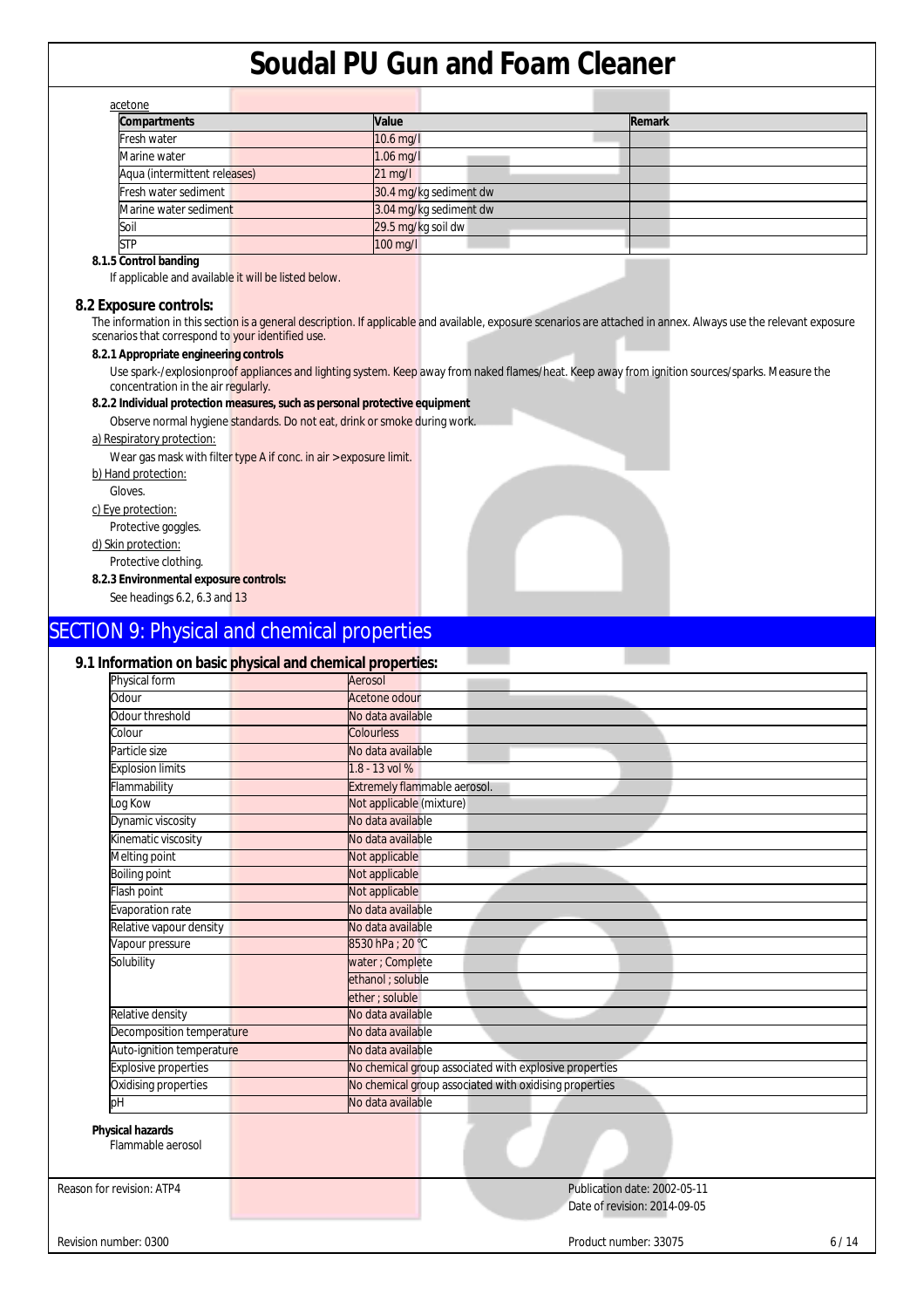acetone

| Compartments | Value | Remark |
|---|---|---|
| Fresh water | 10.6 mg/l | |
| Marine water | 1.06 mg/l | |
| Aqua (intermittent releases) | 21 mg/l | |
| Fresh water sediment | 30.4 mg/kg sediment dw | |
| Marine water sediment | 3.04 mg/kg sediment dw | |
| Soil | 29.5 mg/kg soil dw | |
| STP | 100 mg/l | |

**8.1.5 Control banding**

If applicable and available it will be listed below.

## 8.2 Exposure controls:

The information in this section is a general description. If applicable and available, exposure scenarios are attached in annex. Always use the relevant exposure scenarios that correspond to your identified use.

**8.2.1 Appropriate engineering controls**

Use spark-/explosionproof appliances and lighting system. Keep away from naked flames/heat. Keep away from ignition sources/sparks. Measure the concentration in the air regularly.

**8.2.2 Individual protection measures, such as personal protective equipment**

Observe normal hygiene standards. Do not eat, drink or smoke during work.

a) Respiratory protection:

Wear gas mask with filter type A if conc. in air > exposure limit.

b) Hand protection:

Gloves.

c) Eye protection:

Protective goggles.

d) Skin protection:

Protective clothing.

**8.2.3 Environmental exposure controls:**

See headings 6.2, 6.3 and 13

# SECTION 9: Physical and chemical properties

## 9.1 Information on basic physical and chemical properties:

| | |
|---|---|
| Physical form | Aerosol |
| Odour | Acetone odour |
| Odour threshold | No data available |
| Colour | Colourless |
| Particle size | No data available |
| Explosion limits | 1.8 - 13 vol % |
| Flammability | Extremely flammable aerosol. |
| Log Kow | Not applicable (mixture) |
| Dynamic viscosity | No data available |
| Kinematic viscosity | No data available |
| Melting point | Not applicable |
| Boiling point | Not applicable |
| Flash point | Not applicable |
| Evaporation rate | No data available |
| Relative vapour density | No data available |
| Vapour pressure | 8530 hPa ; 20 °C |
| Solubility | water ; Complete |
| | ethanol ; soluble |
| | ether ; soluble |
| Relative density | No data available |
| Decomposition temperature | No data available |
| Auto-ignition temperature | No data available |
| Explosive properties | No chemical group associated with explosive properties |
| Oxidising properties | No chemical group associated with oxidising properties |
| pH | No data available |

**Physical hazards**

Flammable aerosol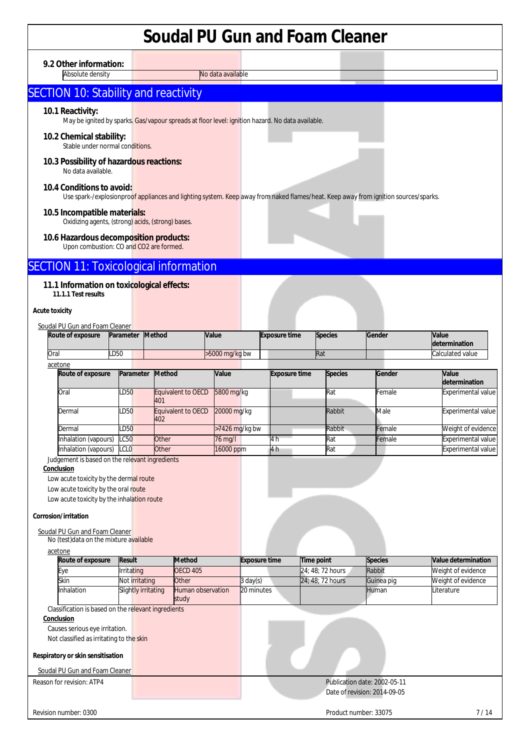### 9.2 Other information:

| Absolute density | No data available |
|---|---|

## SECTION 10: Stability and reactivity

### 10.1 Reactivity:

May be ignited by sparks. Gas/vapour spreads at floor level: ignition hazard. No data available.

### 10.2 Chemical stability:

Stable under normal conditions.

### 10.3 Possibility of hazardous reactions:

No data available.

### 10.4 Conditions to avoid:

Use spark-/explosionproof appliances and lighting system. Keep away from naked flames/heat. Keep away from ignition sources/sparks.

### 10.5 Incompatible materials:

Oxidizing agents, (strong) acids, (strong) bases.

### 10.6 Hazardous decomposition products:

Upon combustion: CO and $CO_2$ are formed.

## SECTION 11: Toxicological information

### 11.1 Information on toxicological effects:

**11.1.1 Test results**

**Acute toxicity**

Soudal PU Gun and Foam Cleaner

| Route of exposure | Parameter | Method | Value | Exposure time | Species | Gender | Value determination |
|---|---|---|---|---|---|---|---|
| Oral | LD50 | | >5000 mg/kg bw | | Rat | | Calculated value |

acetone

| Route of exposure | Parameter | Method | Value | Exposure time | Species | Gender | Value determination |
|---|---|---|---|---|---|---|---|
| Oral | LD50 | Equivalent to OECD 401 | 5800 mg/kg | | Rat | Female | Experimental value |
| Dermal | LD50 | Equivalent to OECD 402 | 20000 mg/kg | | Rabbit | Male | Experimental value |
| Dermal | LD50 | | >7426 mg/kg bw | | Rabbit | Female | Weight of evidence |
| Inhalation (vapours) | LC50 | Other | 76 mg/l | 4 h | Rat | Female | Experimental value |
| Inhalation (vapours) | LCL0 | Other | 16000 ppm | 4 h | Rat | | Experimental value |

Judgement is based on the relevant ingredients

**Conclusion**

Low acute toxicity by the dermal route

Low acute toxicity by the oral route

Low acute toxicity by the inhalation route

**Corrosion/irritation**

Soudal PU Gun and Foam Cleaner

No (test)data on the mixture available

acetone

| Route of exposure | Result | Method | Exposure time | Time point | Species | Value determination |
|---|---|---|---|---|---|---|
| Eye | Irritating | OECD 405 | | 24; 48; 72 hours | Rabbit | Weight of evidence |
| Skin | Not irritating | Other | 3 day(s) | 24; 48; 72 hours | Guinea pig | Weight of evidence |
| Inhalation | Slightly irritating | Human observation study | 20 minutes | | Human | Literature |

Classification is based on the relevant ingredients

**Conclusion**

Causes serious eye irritation.

Not classified as irritating to the skin

**Respiratory or skin sensitisation**

Soudal PU Gun and Foam Cleaner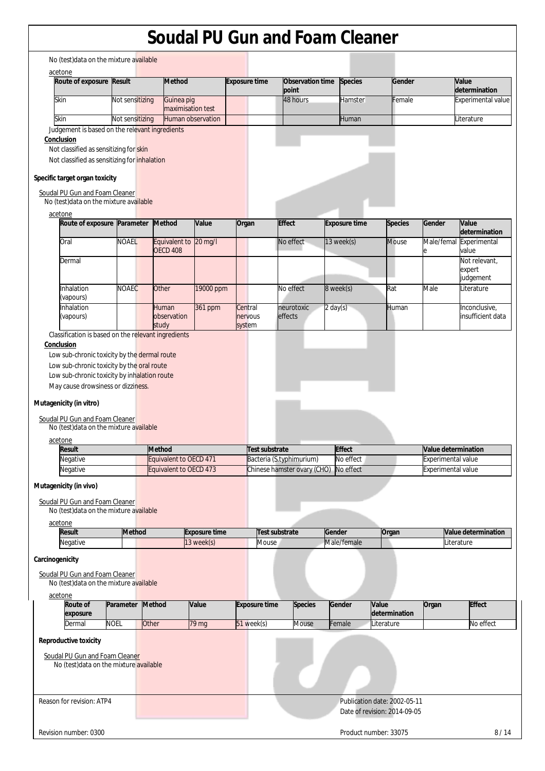No (test)data on the mixture available

acetone

| Route of exposure | Result | Method | Exposure time | Observation time point | Species | Gender | Value determination |
|---|---|---|---|---|---|---|---|
| Skin | Not sensitizing | Guinea pig maximisation test | | 48 hours | Hamster | Female | Experimental value |
| Skin | Not sensitizing | Human observation | | | Human | | Literature |

Judgement is based on the relevant ingredients

**Conclusion**

Not classified as sensitizing for skin

Not classified as sensitizing for inhalation

**Specific target organ toxicity**

Soudal PU Gun and Foam Cleaner

No (test)data on the mixture available

acetone

| Route of exposure | Parameter | Method | Value | Organ | Effect | Exposure time | Species | Gender | Value determination |
|---|---|---|---|---|---|---|---|---|---|
| Oral | NOAEL | Equivalent to OECD 408 | 20 mg/l | | No effect | 13 week(s) | Mouse | Male/female | Experimental value |
| Dermal | | | | | | | | | Not relevant, expert judgement |
| Inhalation (vapours) | NOAEC | Other | 19000 ppm | | No effect | 8 week(s) | Rat | Male | Literature |
| Inhalation (vapours) | | Human observation study | 361 ppm | Central nervous system | neurotoxic effects | 2 day(s) | Human | | Inconclusive, insufficient data |

Classification is based on the relevant ingredients

**Conclusion**

Low sub-chronic toxicity by the dermal route

Low sub-chronic toxicity by the oral route

Low sub-chronic toxicity by inhalation route

May cause drowsiness or dizziness.

**Mutagenicity (in vitro)**

Soudal PU Gun and Foam Cleaner

No (test)data on the mixture available

acetone

| Result | Method | Test substrate | Effect | Value determination |
|---|---|---|---|---|
| Negative | Equivalent to OECD 471 | Bacteria (S.typhimurium) | No effect | Experimental value |
| Negative | Equivalent to OECD 473 | Chinese hamster ovary (CHO) | No effect | Experimental value |

**Mutagenicity (in vivo)**

Soudal PU Gun and Foam Cleaner

No (test)data on the mixture available

acetone

| Result | Method | Exposure time | Test substrate | Gender | Organ | Value determination |
|---|---|---|---|---|---|---|
| Negative | | 13 week(s) | Mouse | Male/female | | Literature |

**Carcinogenicity**

Soudal PU Gun and Foam Cleaner

No (test)data on the mixture available

acetone

| Route of exposure | Parameter | Method | Value | Exposure time | Species | Gender | Value determination | Organ | Effect |
|---|---|---|---|---|---|---|---|---|---|
| Dermal | NOEL | Other | 79 mg | 51 week(s) | Mouse | Female | Literature | | No effect |

**Reproductive toxicity**

Soudal PU Gun and Foam Cleaner

No (test)data on the mixture available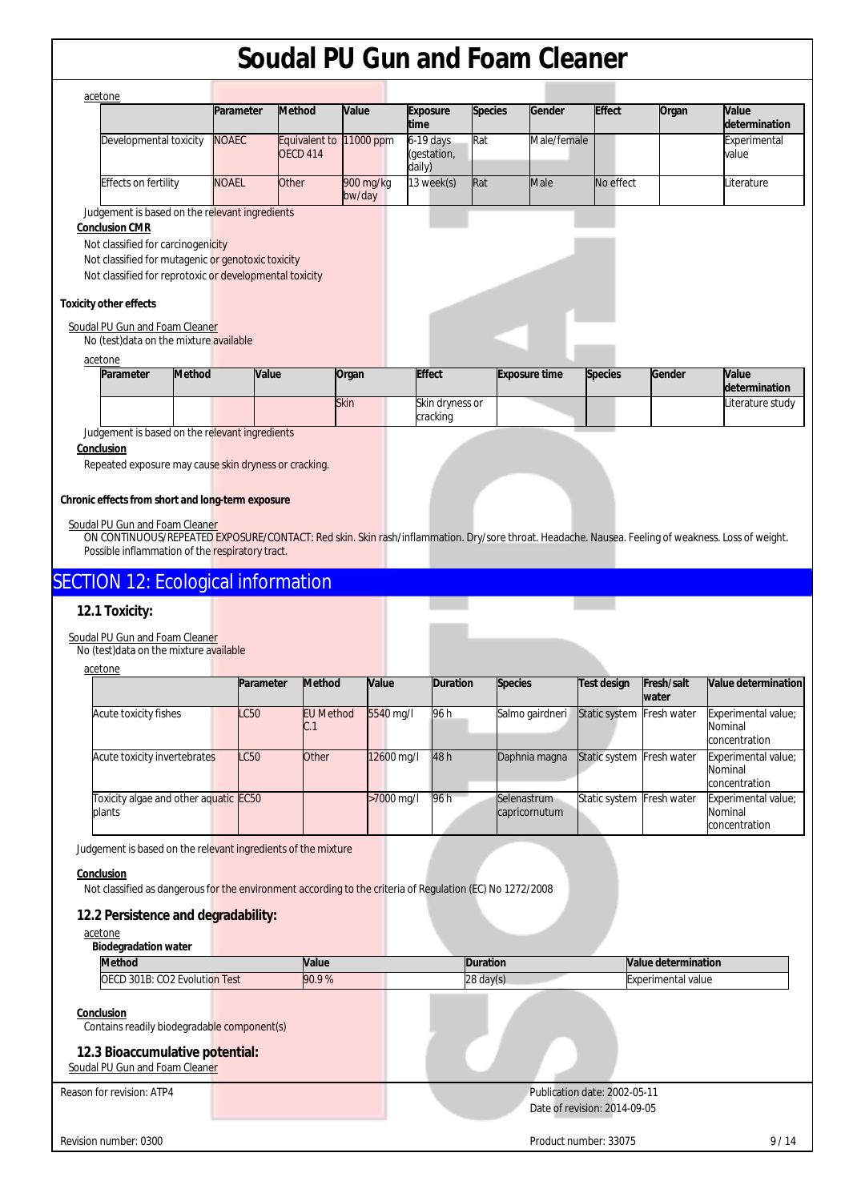acetone

| | Parameter | Method | Value | Exposure time | Species | Gender | Effect | Organ | Value determination |
|---|---|---|---|---|---|---|---|---|---|
| Developmental toxicity | NOAEC | Equivalent to OECD 414 | 11000 ppm | 6-19 days (gestation, daily) | Rat | Male/female | | | Experimental value |
| Effects on fertility | NOAEL | Other | 900 mg/kg bw/day | 13 week(s) | Rat | Male | No effect | | Literature |

Judgement is based on the relevant ingredients

**Conclusion CMR**

Not classified for carcinogenicity

Not classified for mutagenic or genotoxic toxicity

Not classified for reprotoxic or developmental toxicity

**Toxicity other effects**

Soudal PU Gun and Foam Cleaner

No (test)data on the mixture available

acetone

| Parameter | Method | Value | Organ | Effect | Exposure time | Species | Gender | Value determination |
|---|---|---|---|---|---|---|---|---|
| | | | Skin | Skin dryness or cracking | | | | Literature study |

Judgement is based on the relevant ingredients

**Conclusion**

Repeated exposure may cause skin dryness or cracking.

**Chronic effects from short and long-term exposure**

Soudal PU Gun and Foam Cleaner

ON CONTINUOUS/REPEATED EXPOSURE/CONTACT: Red skin. Skin rash/inflammation. Dry/sore throat. Headache. Nausea. Feeling of weakness. Loss of weight. Possible inflammation of the respiratory tract.

## SECTION 12: Ecological information

### 12.1 Toxicity:

Soudal PU Gun and Foam Cleaner

No (test)data on the mixture available

acetone

| | Parameter | Method | Value | Duration | Species | Test design | Fresh/salt water | Value determination |
|---|---|---|---|---|---|---|---|---|
| Acute toxicity fishes | LC50 | EU Method C.1 | 5540 mg/l | 96 h | Salmo gairdneri | Static system | Fresh water | Experimental value; Nominal concentration |
| Acute toxicity invertebrates | LC50 | Other | 12600 mg/l | 48 h | Daphnia magna | Static system | Fresh water | Experimental value; Nominal concentration |
| Toxicity algae and other aquatic plants | EC50 | | >7000 mg/l | 96 h | Selenastrum capricornutum | Static system | Fresh water | Experimental value; Nominal concentration |

Judgement is based on the relevant ingredients of the mixture

**Conclusion**

Not classified as dangerous for the environment according to the criteria of Regulation (EC) No 1272/2008

### 12.2 Persistence and degradability:

acetone

**Biodegradation water**

| Method | Value | Duration | Value determination |
|---|---|---|---|
| OECD 301B: CO2 Evolution Test | 90.9 % | 28 day(s) | Experimental value |

**Conclusion**

Contains readily biodegradable component(s)

### 12.3 Bioaccumulative potential:

Soudal PU Gun and Foam Cleaner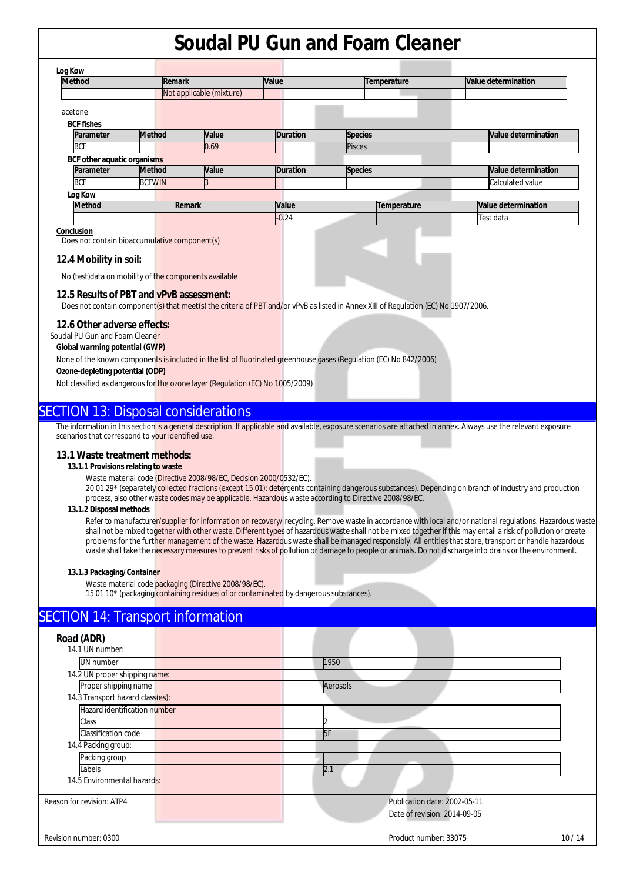**Log Kow**

| Method | Remark | Value | Temperature | Value determination |
|---|---|---|---|---|
| | Not applicable (mixture) | | | |

acetone

**BCF fishes**

| Parameter | Method | Value | Duration | Species | Value determination |
|---|---|---|---|---|---|
| BCF | | 0.69 | | Pisces | |

**BCF other aquatic organisms**

| Parameter | Method | Value | Duration | Species | Value determination |
|---|---|---|---|---|---|
| BCF | BCFWIN | 3 | | | Calculated value |

**Log Kow**

| Method | Remark | Value | Temperature | Value determination |
|---|---|---|---|---|
| | | -0.24 | | Test data |

**Conclusion**

Does not contain bioaccumulative component(s)

### 12.4 Mobility in soil:

No (test)data on mobility of the components available

### 12.5 Results of PBT and vPvB assessment:

Does not contain component(s) that meet(s) the criteria of PBT and/or vPvB as listed in Annex XIII of Regulation (EC) No 1907/2006.

### 12.6 Other adverse effects:

Soudal PU Gun and Foam Cleaner

**Global warming potential (GWP)**

None of the known components is included in the list of fluorinated greenhouse gases (Regulation (EC) No 842/2006)

**Ozone-depleting potential (ODP)**

Not classified as dangerous for the ozone layer (Regulation (EC) No 1005/2009)

## SECTION 13: Disposal considerations

The information in this section is a general description. If applicable and available, exposure scenarios are attached in annex. Always use the relevant exposure scenarios that correspond to your identified use.

### 13.1 Waste treatment methods:

**13.1.1 Provisions relating to waste**

Waste material code (Directive 2008/98/EC, Decision 2000/0532/EC).
20 01 29* (separately collected fractions (except 15 01): detergents containing dangerous substances). Depending on branch of industry and production process, also other waste codes may be applicable. Hazardous waste according to Directive 2008/98/EC.

**13.1.2 Disposal methods**

Refer to manufacturer/supplier for information on recovery/ recycling. Remove waste in accordance with local and/or national regulations. Hazardous waste shall not be mixed together with other waste. Different types of hazardous waste shall not be mixed together if this may entail a risk of pollution or create problems for the further management of the waste. Hazardous waste shall be managed responsibly. All entities that store, transport or handle hazardous waste shall take the necessary measures to prevent risks of pollution or damage to people or animals. Do not discharge into drains or the environment.

**13.1.3 Packaging/Container**

Waste material code packaging (Directive 2008/98/EC).
15 01 10* (packaging containing residues of or contaminated by dangerous substances).

## SECTION 14: Transport information

### Road (ADR)

14.1 UN number:

| | |
|---|---|
| UN number | 1950 |

14.2 UN proper shipping name:

| | |
|---|---|
| Proper shipping name | Aerosols |

14.3 Transport hazard class(es):

| | |
|---|---|
| Hazard identification number | |
| Class | 2 |
| Classification code | 5F |

14.4 Packing group:

| | |
|---|---|
| Packing group | |
| Labels | 2.1 |

14.5 Environmental hazards:

Reason for revision: ATP4

Publication date: 2002-05-11
Date of revision: 2014-09-05

Revision number: 0300

Product number: 33075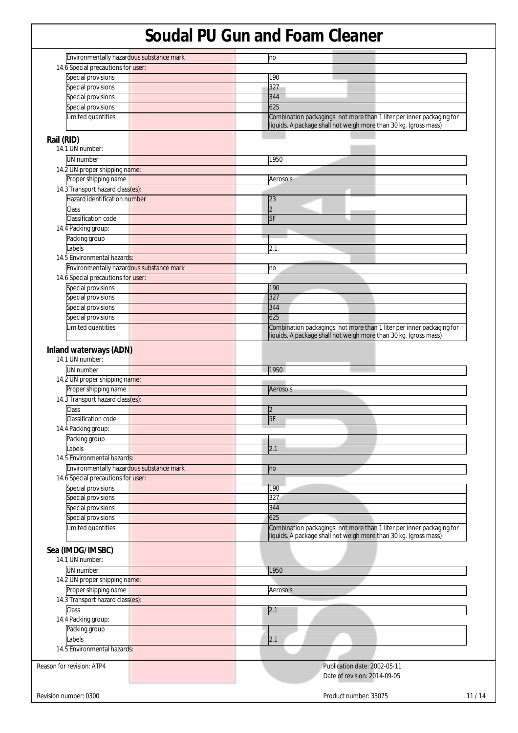| | |
|---|---|
| Environmentally hazardous substance mark | no |
| **14.6 Special precautions for user:** | |
| Special provisions | 190 |
| Special provisions | 327 |
| Special provisions | 344 |
| Special provisions | 625 |
| Limited quantities | Combination packagings: not more than 1 liter per inner packaging for liquids. A package shall not weigh more than 30 kg. (gross mass) |

## Rail (RID)

| | |
|---|---|
| **14.1 UN number:** | |
| UN number | 1950 |
| **14.2 UN proper shipping name:** | |
| Proper shipping name | Aerosols |
| **14.3 Transport hazard class(es):** | |
| Hazard identification number | 23 |
| Class | 2 |
| Classification code | 5F |
| **14.4 Packing group:** | |
| Packing group | |
| Labels | 2.1 |
| **14.5 Environmental hazards:** | |
| Environmentally hazardous substance mark | no |
| **14.6 Special precautions for user:** | |
| Special provisions | 190 |
| Special provisions | 327 |
| Special provisions | 344 |
| Special provisions | 625 |
| Limited quantities | Combination packagings: not more than 1 liter per inner packaging for liquids. A package shall not weigh more than 30 kg. (gross mass) |

## Inland waterways (ADN)

| | |
|---|---|
| **14.1 UN number:** | |
| UN number | 1950 |
| **14.2 UN proper shipping name:** | |
| Proper shipping name | Aerosols |
| **14.3 Transport hazard class(es):** | |
| Class | 2 |
| Classification code | 5F |
| **14.4 Packing group:** | |
| Packing group | |
| Labels | 2.1 |
| **14.5 Environmental hazards:** | |
| Environmentally hazardous substance mark | no |
| **14.6 Special precautions for user:** | |
| Special provisions | 190 |
| Special provisions | 327 |
| Special provisions | 344 |
| Special provisions | 625 |
| Limited quantities | Combination packagings: not more than 1 liter per inner packaging for liquids. A package shall not weigh more than 30 kg. (gross mass) |

## Sea (IMDG/IMSBC)

| | |
|---|---|
| **14.1 UN number:** | |
| UN number | 1950 |
| **14.2 UN proper shipping name:** | |
| Proper shipping name | Aerosols |
| **14.3 Transport hazard class(es):** | |
| Class | 2.1 |
| **14.4 Packing group:** | |
| Packing group | |
| Labels | 2.1 |
| **14.5 Environmental hazards:** | |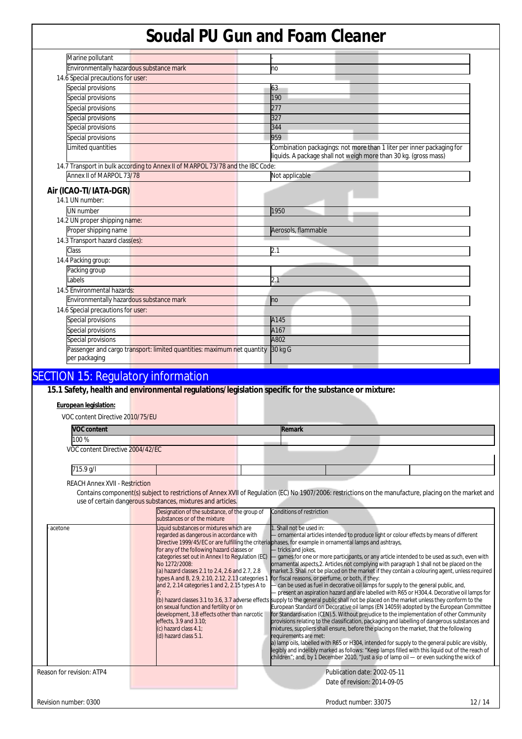| | |
|---|---|
| Marine pollutant | - |
| Environmentally hazardous substance mark | no |

14.6 Special precautions for user:

| | |
|---|---|
| Special provisions | 63 |
| Special provisions | 190 |
| Special provisions | 277 |
| Special provisions | 327 |
| Special provisions | 344 |
| Special provisions | 959 |
| Limited quantities | Combination packagings: not more than 1 liter per inner packaging for liquids. A package shall not weigh more than 30 kg. (gross mass) |

14.7 Transport in bulk according to Annex II of MARPOL 73/78 and the IBC Code:

| | |
|---|---|
| Annex II of MARPOL 73/78 | Not applicable |

### Air (ICAO-TI/IATA-DGR)

14.1 UN number:

| | |
|---|---|
| UN number | 1950 |

14.2 UN proper shipping name:

| | |
|---|---|
| Proper shipping name | Aerosols, flammable |

14.3 Transport hazard class(es):

| | |
|---|---|
| Class | 2.1 |

14.4 Packing group:

| | |
|---|---|
| Packing group | |
| Labels | 2.1 |

14.5 Environmental hazards:

| | |
|---|---|
| Environmentally hazardous substance mark | no |

14.6 Special precautions for user:

| | |
|---|---|
| Special provisions | A145 |
| Special provisions | A167 |
| Special provisions | A802 |
| Passenger and cargo transport: limited quantities: maximum net quantity per packaging | 30 kg G |

## SECTION 15: Regulatory information

### 15.1 Safety, health and environmental regulations/legislation specific for the substance or mixture:

**European legislation:**

VOC content Directive 2010/75/EU

| VOC content | Remark |
|---|---|
| 100 % | |

VOC content Directive 2004/42/EC

| | | | | | |
|---|---|---|---|---|---|
| 715.9 g/l | | | | | |

REACH Annex XVII - Restriction

Contains component(s) subject to restrictions of Annex XVII of Regulation (EC) No 1907/2006: restrictions on the manufacture, placing on the market and use of certain dangerous substances, mixtures and articles.

| | Designation of the substance, of the group of substances or of the mixture | Conditions of restriction |
|---|---|---|
| · acetone | Liquid substances or mixtures which are regarded as dangerous in accordance with Directive 1999/45/EC or are fulfilling the criteria for any of the following hazard classes or categories set out in Annex I to Regulation (EC) No 1272/2008: (a) hazard classes 2.1 to 2.4, 2.6 and 2.7, 2.8 types A and B, 2.9, 2.10, 2.12, 2.13 categories 1 and 2, 2.14 categories 1 and 2, 2.15 types A to F; (b) hazard classes 3.1 to 3.6, 3.7 adverse effects on sexual function and fertility or on development, 3.8 effects other than narcotic effects, 3.9 and 3.10; (c) hazard class 4.1; (d) hazard class 5.1. | 1. Shall not be used in: — ornamental articles intended to produce light or colour effects by means of different phases, for example in ornamental lamps and ashtrays, — tricks and jokes, — games for one or more participants, or any article intended to be used as such, even with ornamental aspects,2. Articles not complying with paragraph 1 shall not be placed on the market.3. Shall not be placed on the market if they contain a colouring agent, unless required for fiscal reasons, or perfume, or both, if they: — can be used as fuel in decorative oil lamps for supply to the general public, and, — present an aspiration hazard and are labelled with R65 or H304,4. Decorative oil lamps for supply to the general public shall not be placed on the market unless they conform to the European Standard on Decorative oil lamps (EN 14059) adopted by the European Committee for Standardisation (CEN).5. Without prejudice to the implementation of other Community provisions relating to the classification, packaging and labelling of dangerous substances and mixtures, suppliers shall ensure, before the placing on the market, that the following requirements are met: a) lamp oils, labelled with R65 or H304, intended for supply to the general public are visibly, legibly and indelibly marked as follows: "Keep lamps filled with this liquid out of the reach of children"; and, by 1 December 2010, "Just a sip of lamp oil — or even sucking the wick of |

Reason for revision: ATP4

Publication date: 2002-05-11
Date of revision: 2014-09-05

Revision number: 0300

Product number: 33075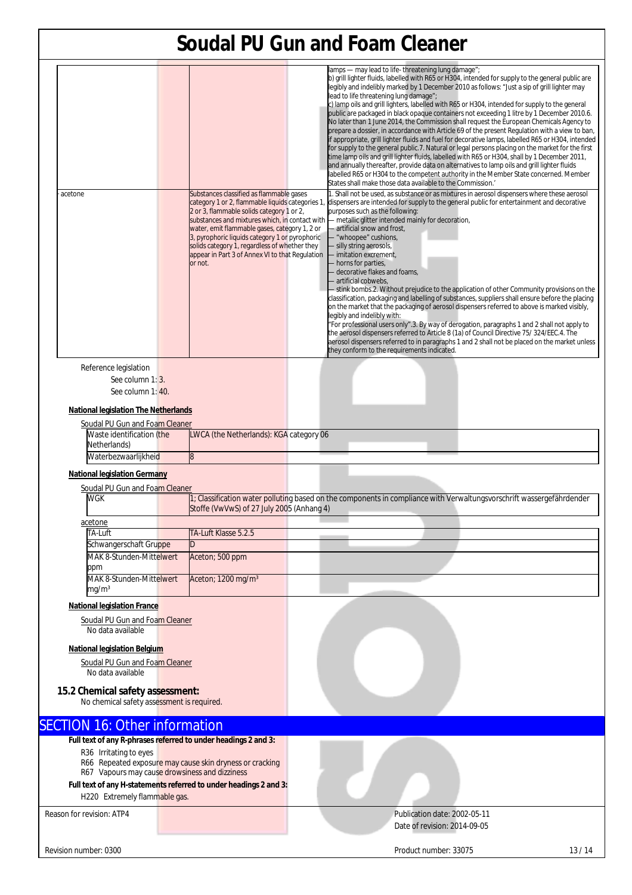| | | |
|---|---|---|
| | | lamps — may lead to life- threatening lung damage";<br>b) grill lighter fluids, labelled with R65 or H304, intended for supply to the general public are legibly and indelibly marked by 1 December 2010 as follows: "Just a sip of grill lighter may lead to life threatening lung damage";<br>c) lamp oils and grill lighters, labelled with R65 or H304, intended for supply to the general public are packaged in black opaque containers not exceeding 1 litre by 1 December 2010.6. No later than 1 June 2014, the Commission shall request the European Chemicals Agency to prepare a dossier, in accordance with Article 69 of the present Regulation with a view to ban, if appropriate, grill lighter fluids and fuel for decorative lamps, labelled R65 or H304, intended for supply to the general public.7. Natural or legal persons placing on the market for the first time lamp oils and grill lighter fluids, labelled with R65 or H304, shall by 1 December 2011, and annually thereafter, provide data on alternatives to lamp oils and grill lighter fluids labelled R65 or H304 to the competent authority in the Member State concerned. Member States shall make those data available to the Commission.' |
| · acetone | Substances classified as flammable gases category 1 or 2, flammable liquids categories 1, 2 or 3, flammable solids category 1 or 2, substances and mixtures which, in contact with water, emit flammable gases, category 1, 2 or 3, pyrophoric liquids category 1 or pyrophoric solids category 1, regardless of whether they appear in Part 3 of Annex VI to that Regulation or not. | 1. Shall not be used, as substance or as mixtures in aerosol dispensers where these aerosol dispensers are intended for supply to the general public for entertainment and decorative purposes such as the following:<br>— metallic glitter intended mainly for decoration,<br>— artificial snow and frost,<br>— "whoopee" cushions,<br>— silly string aerosols,<br>— imitation excrement,<br>— horns for parties,<br>— decorative flakes and foams,<br>— artificial cobwebs,<br>— stink bombs.2. Without prejudice to the application of other Community provisions on the classification, packaging and labelling of substances, suppliers shall ensure before the placing on the market that the packaging of aerosol dispensers referred to above is marked visibly, legibly and indelibly with:<br>"For professional users only".3. By way of derogation, paragraphs 1 and 2 shall not apply to the aerosol dispensers referred to Article 8 (1a) of Council Directive 75/ 324/EEC.4. The aerosol dispensers referred to in paragraphs 1 and 2 shall not be placed on the market unless they conform to the requirements indicated. |

Reference legislation

See column 1: 3.

See column 1: 40.

**National legislation The Netherlands**

Soudal PU Gun and Foam Cleaner

| | |
|---|---|
| Waste identification (the Netherlands) | LWCA (the Netherlands): KGA category 06 |
| Waterbezwaarlijkheid | 8 |

**National legislation Germany**

Soudal PU Gun and Foam Cleaner

| | |
|---|---|
| WGK | 1; Classification water polluting based on the components in compliance with Verwaltungsvorschrift wassergefährdender Stoffe (VwVwS) of 27 July 2005 (Anhang 4) |

acetone

| | |
|---|---|
| TA-Luft | TA-Luft Klasse 5.2.5 |
| Schwangerschaft Gruppe | D |
| MAK 8-Stunden-Mittelwert ppm | Aceton; 500 ppm |
| MAK 8-Stunden-Mittelwert mg/m³ | Aceton; 1200 mg/m³ |

**National legislation France**

Soudal PU Gun and Foam Cleaner

No data available

**National legislation Belgium**

Soudal PU Gun and Foam Cleaner

No data available

### 15.2 Chemical safety assessment:

No chemical safety assessment is required.

## SECTION 16: Other information

**Full text of any R-phrases referred to under headings 2 and 3:**

R36 Irritating to eyes

R66 Repeated exposure may cause skin dryness or cracking

R67 Vapours may cause drowsiness and dizziness

**Full text of any H-statements referred to under headings 2 and 3:**

H220 Extremely flammable gas.

Reason for revision: ATP4

Publication date: 2002-05-11

Date of revision: 2014-09-05

Revision number: 0300

Product number: 33075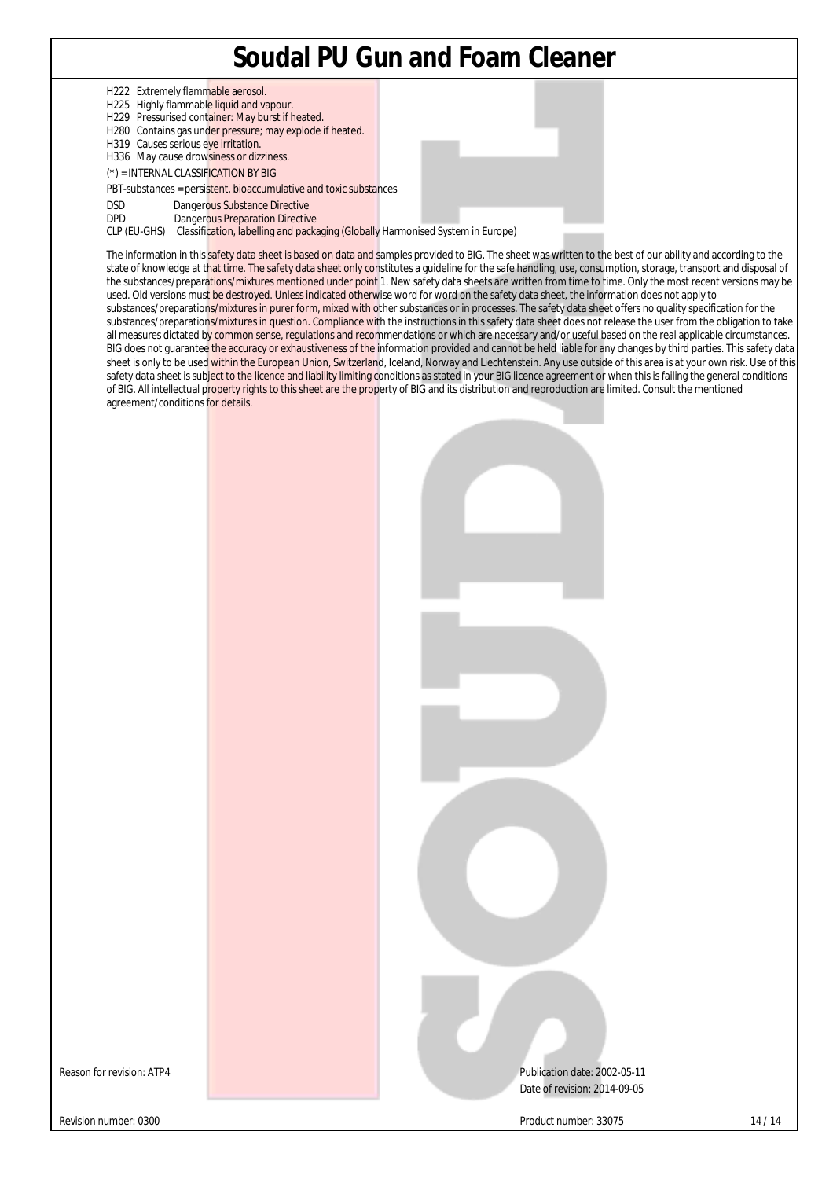H222 Extremely flammable aerosol.
H225 Highly flammable liquid and vapour.
H229 Pressurised container: May burst if heated.
H280 Contains gas under pressure; may explode if heated.
H319 Causes serious eye irritation.
H336 May cause drowsiness or dizziness.

(*) = INTERNAL CLASSIFICATION BY BIG

PBT-substances = persistent, bioaccumulative and toxic substances

| | |
|---|---|
| DSD | Dangerous Substance Directive |
| DPD | Dangerous Preparation Directive |
| CLP (EU-GHS) | Classification, labelling and packaging (Globally Harmonised System in Europe) |

The information in this safety data sheet is based on data and samples provided to BIG. The sheet was written to the best of our ability and according to the state of knowledge at that time. The safety data sheet only constitutes a guideline for the safe handling, use, consumption, storage, transport and disposal of the substances/preparations/mixtures mentioned under point 1. New safety data sheets are written from time to time. Only the most recent versions may be used. Old versions must be destroyed. Unless indicated otherwise word for word on the safety data sheet, the information does not apply to substances/preparations/mixtures in purer form, mixed with other substances or in processes. The safety data sheet offers no quality specification for the substances/preparations/mixtures in question. Compliance with the instructions in this safety data sheet does not release the user from the obligation to take all measures dictated by common sense, regulations and recommendations or which are necessary and/or useful based on the real applicable circumstances. BIG does not guarantee the accuracy or exhaustiveness of the information provided and cannot be held liable for any changes by third parties. This safety data sheet is only to be used within the European Union, Switzerland, Iceland, Norway and Liechtenstein. Any use outside of this area is at your own risk. Use of this safety data sheet is subject to the licence and liability limiting conditions as stated in your BIG licence agreement or when this is failing the general conditions of BIG. All intellectual property rights to this sheet are the property of BIG and its distribution and reproduction are limited. Consult the mentioned agreement/conditions for details.